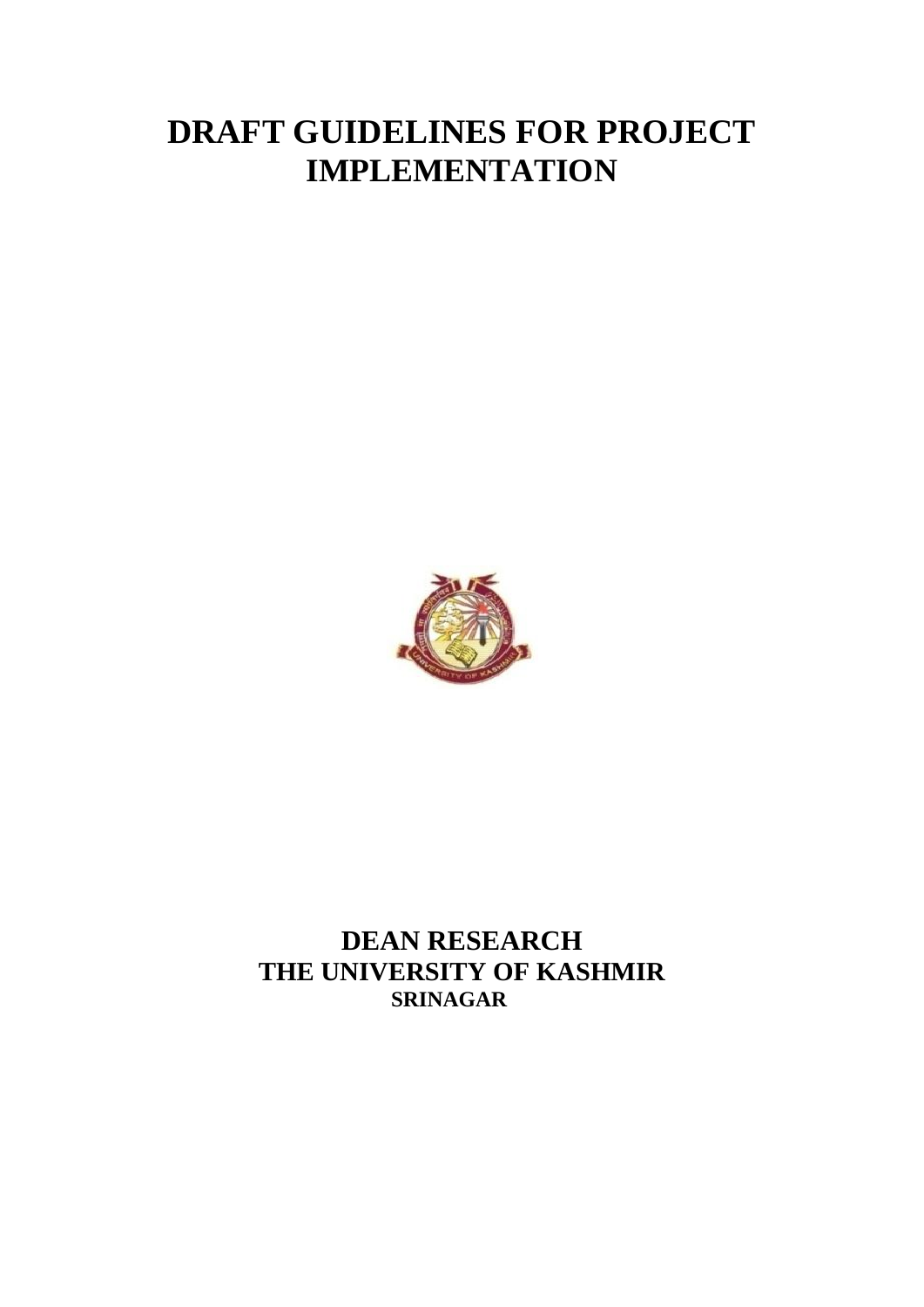# DRAFT GUIDELINES FOR PROJECT IMPLEMENTATION

**DEAN RESEARCH**
**THE UNIVERSITY OF KASHMIR**
**SRINAGAR**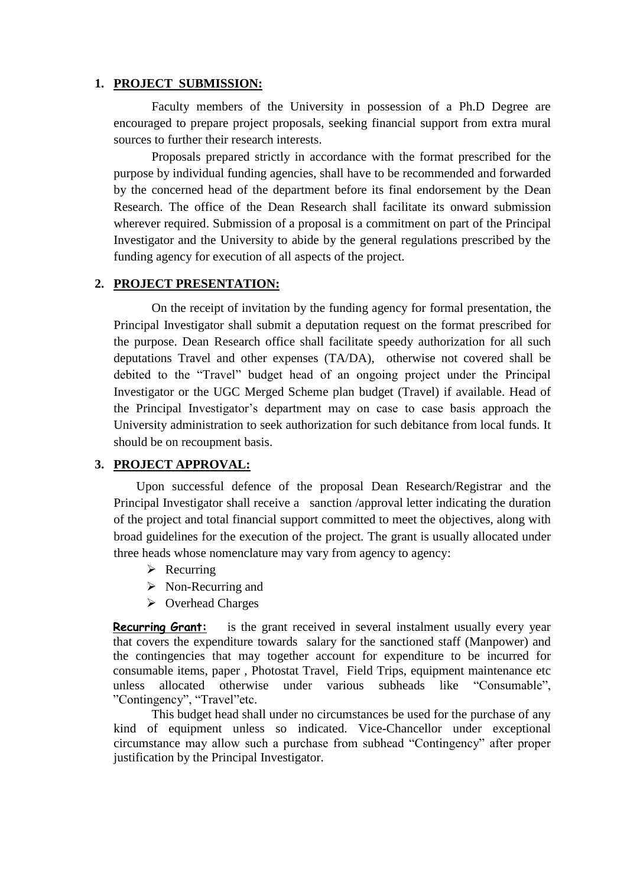1. **PROJECT SUBMISSION:**

Faculty members of the University in possession of a Ph.D Degree are encouraged to prepare project proposals, seeking financial support from extra mural sources to further their research interests.

Proposals prepared strictly in accordance with the format prescribed for the purpose by individual funding agencies, shall have to be recommended and forwarded by the concerned head of the department before its final endorsement by the Dean Research. The office of the Dean Research shall facilitate its onward submission wherever required. Submission of a proposal is a commitment on part of the Principal Investigator and the University to abide by the general regulations prescribed by the funding agency for execution of all aspects of the project.

2. **PROJECT PRESENTATION:**

On the receipt of invitation by the funding agency for formal presentation, the Principal Investigator shall submit a deputation request on the format prescribed for the purpose. Dean Research office shall facilitate speedy authorization for all such deputations Travel and other expenses (TA/DA), otherwise not covered shall be debited to the "Travel" budget head of an ongoing project under the Principal Investigator or the UGC Merged Scheme plan budget (Travel) if available. Head of the Principal Investigator's department may on case to case basis approach the University administration to seek authorization for such debitance from local funds. It should be on recoupment basis.

3. **PROJECT APPROVAL:**

Upon successful defence of the proposal Dean Research/Registrar and the Principal Investigator shall receive a sanction /approval letter indicating the duration of the project and total financial support committed to meet the objectives, along with broad guidelines for the execution of the project. The grant is usually allocated under three heads whose nomenclature may vary from agency to agency:

- Recurring
- Non-Recurring and
- Overhead Charges

**Recurring Grant:** is the grant received in several instalment usually every year that covers the expenditure towards salary for the sanctioned staff (Manpower) and the contingencies that may together account for expenditure to be incurred for consumable items, paper , Photostat Travel, Field Trips, equipment maintenance etc unless allocated otherwise under various subheads like "Consumable", "Contingency", "Travel"etc.

This budget head shall under no circumstances be used for the purchase of any kind of equipment unless so indicated. Vice-Chancellor under exceptional circumstance may allow such a purchase from subhead "Contingency" after proper justification by the Principal Investigator.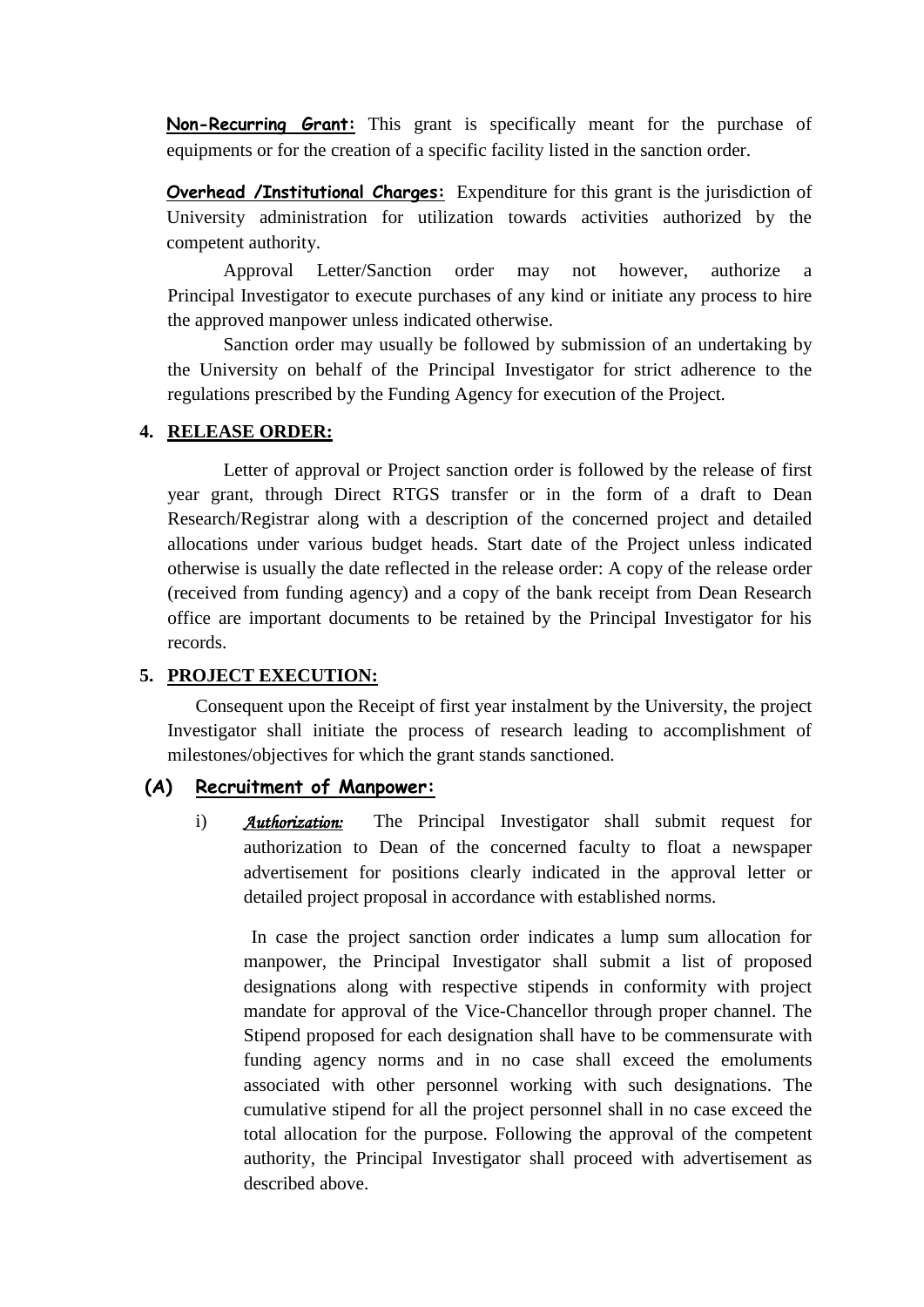**Non-Recurring Grant:** This grant is specifically meant for the purchase of equipments or for the creation of a specific facility listed in the sanction order.

**Overhead /Institutional Charges:** Expenditure for this grant is the jurisdiction of University administration for utilization towards activities authorized by the competent authority.

Approval Letter/Sanction order may not however, authorize a Principal Investigator to execute purchases of any kind or initiate any process to hire the approved manpower unless indicated otherwise.

Sanction order may usually be followed by submission of an undertaking by the University on behalf of the Principal Investigator for strict adherence to the regulations prescribed by the Funding Agency for execution of the Project.

## 4. RELEASE ORDER:

Letter of approval or Project sanction order is followed by the release of first year grant, through Direct RTGS transfer or in the form of a draft to Dean Research/Registrar along with a description of the concerned project and detailed allocations under various budget heads. Start date of the Project unless indicated otherwise is usually the date reflected in the release order: A copy of the release order (received from funding agency) and a copy of the bank receipt from Dean Research office are important documents to be retained by the Principal Investigator for his records.

## 5. PROJECT EXECUTION:

Consequent upon the Receipt of first year instalment by the University, the project Investigator shall initiate the process of research leading to accomplishment of milestones/objectives for which the grant stands sanctioned.

### (A) Recruitment of Manpower:

i) ***Authorization:*** The Principal Investigator shall submit request for authorization to Dean of the concerned faculty to float a newspaper advertisement for positions clearly indicated in the approval letter or detailed project proposal in accordance with established norms.

In case the project sanction order indicates a lump sum allocation for manpower, the Principal Investigator shall submit a list of proposed designations along with respective stipends in conformity with project mandate for approval of the Vice-Chancellor through proper channel. The Stipend proposed for each designation shall have to be commensurate with funding agency norms and in no case shall exceed the emoluments associated with other personnel working with such designations. The cumulative stipend for all the project personnel shall in no case exceed the total allocation for the purpose. Following the approval of the competent authority, the Principal Investigator shall proceed with advertisement as described above.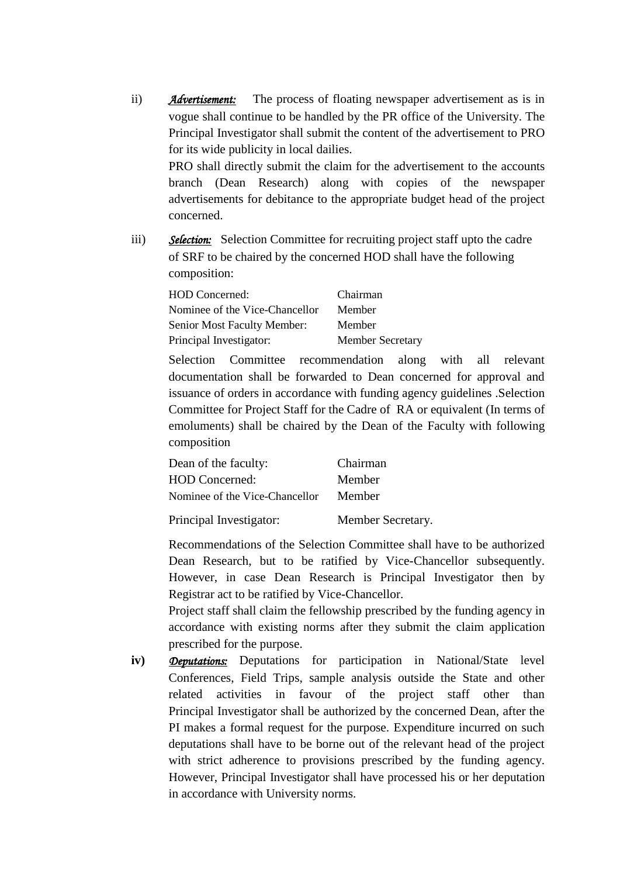ii) ***Advertisement:*** The process of floating newspaper advertisement as is in vogue shall continue to be handled by the PR office of the University. The Principal Investigator shall submit the content of the advertisement to PRO for its wide publicity in local dailies.

PRO shall directly submit the claim for the advertisement to the accounts branch (Dean Research) along with copies of the newspaper advertisements for debitance to the appropriate budget head of the project concerned.

iii) ***Selection:*** Selection Committee for recruiting project staff upto the cadre of SRF to be chaired by the concerned HOD shall have the following composition:

| | |
|---|---|
| HOD Concerned: | Chairman |
| Nominee of the Vice-Chancellor | Member |
| Senior Most Faculty Member: | Member |
| Principal Investigator: | Member Secretary |

Selection Committee recommendation along with all relevant documentation shall be forwarded to Dean concerned for approval and issuance of orders in accordance with funding agency guidelines .Selection Committee for Project Staff for the Cadre of RA or equivalent (In terms of emoluments) shall be chaired by the Dean of the Faculty with following composition

| | |
|---|---|
| Dean of the faculty: | Chairman |
| HOD Concerned: | Member |
| Nominee of the Vice-Chancellor | Member |
| Principal Investigator: | Member Secretary. |

Recommendations of the Selection Committee shall have to be authorized Dean Research, but to be ratified by Vice-Chancellor subsequently. However, in case Dean Research is Principal Investigator then by Registrar act to be ratified by Vice-Chancellor.

Project staff shall claim the fellowship prescribed by the funding agency in accordance with existing norms after they submit the claim application prescribed for the purpose.

**iv)** ***Deputations:*** Deputations for participation in National/State level Conferences, Field Trips, sample analysis outside the State and other related activities in favour of the project staff other than Principal Investigator shall be authorized by the concerned Dean, after the PI makes a formal request for the purpose. Expenditure incurred on such deputations shall have to be borne out of the relevant head of the project with strict adherence to provisions prescribed by the funding agency. However, Principal Investigator shall have processed his or her deputation in accordance with University norms.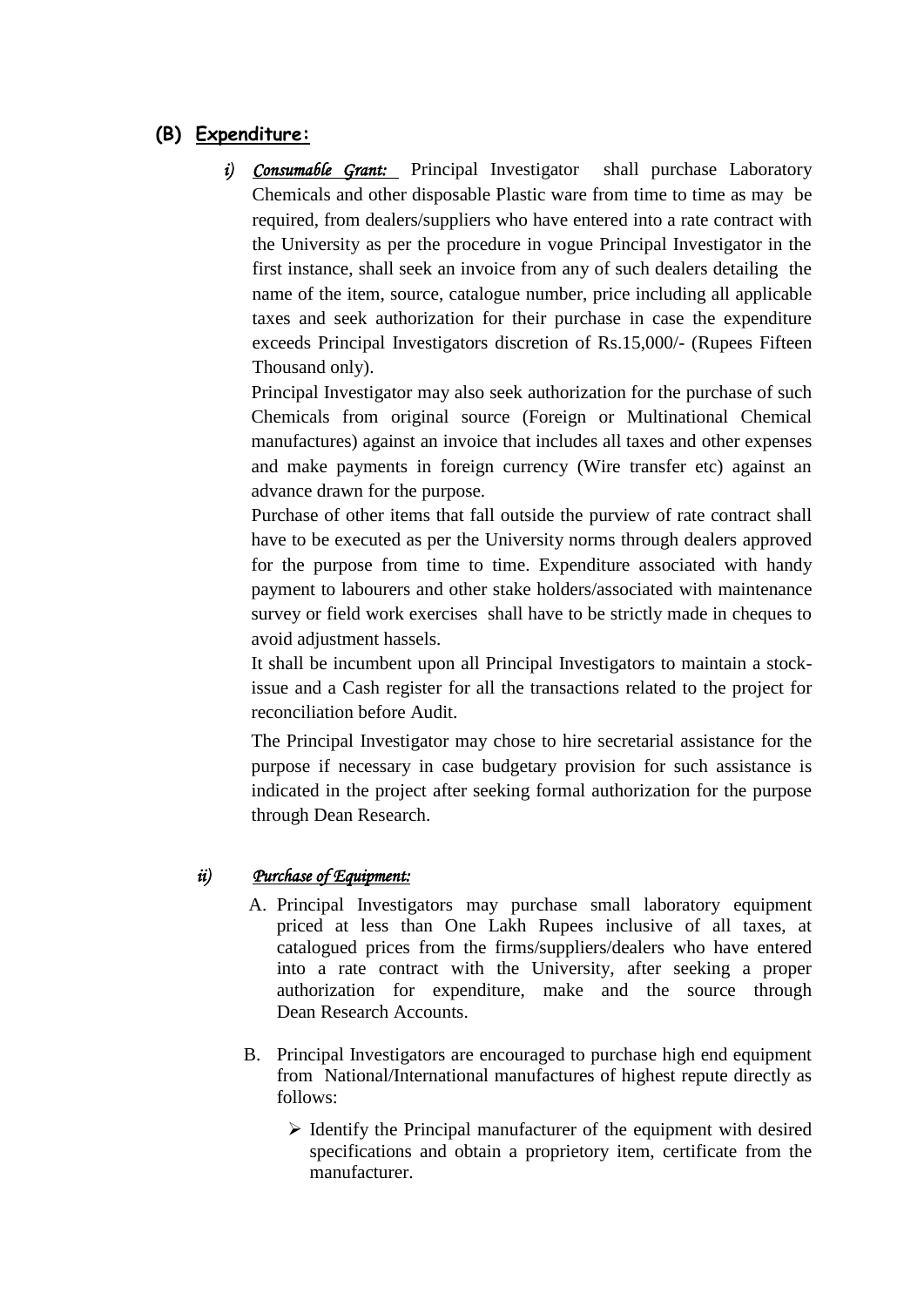## (B) Expenditure:

i) ***Consumable Grant:*** Principal Investigator shall purchase Laboratory Chemicals and other disposable Plastic ware from time to time as may be required, from dealers/suppliers who have entered into a rate contract with the University as per the procedure in vogue Principal Investigator in the first instance, shall seek an invoice from any of such dealers detailing the name of the item, source, catalogue number, price including all applicable taxes and seek authorization for their purchase in case the expenditure exceeds Principal Investigators discretion of Rs.15,000/- (Rupees Fifteen Thousand only).

Principal Investigator may also seek authorization for the purchase of such Chemicals from original source (Foreign or Multinational Chemical manufactures) against an invoice that includes all taxes and other expenses and make payments in foreign currency (Wire transfer etc) against an advance drawn for the purpose.

Purchase of other items that fall outside the purview of rate contract shall have to be executed as per the University norms through dealers approved for the purpose from time to time. Expenditure associated with handy payment to labourers and other stake holders/associated with maintenance survey or field work exercises shall have to be strictly made in cheques to avoid adjustment hassels.

It shall be incumbent upon all Principal Investigators to maintain a stock-issue and a Cash register for all the transactions related to the project for reconciliation before Audit.

The Principal Investigator may chose to hire secretarial assistance for the purpose if necessary in case budgetary provision for such assistance is indicated in the project after seeking formal authorization for the purpose through Dean Research.

ii) ***Purchase of Equipment:***

A. Principal Investigators may purchase small laboratory equipment priced at less than One Lakh Rupees inclusive of all taxes, at catalogued prices from the firms/suppliers/dealers who have entered into a rate contract with the University, after seeking a proper authorization for expenditure, make and the source through Dean Research Accounts.

B. Principal Investigators are encouraged to purchase high end equipment from National/International manufactures of highest repute directly as follows:

- Identify the Principal manufacturer of the equipment with desired specifications and obtain a proprietory item, certificate from the manufacturer.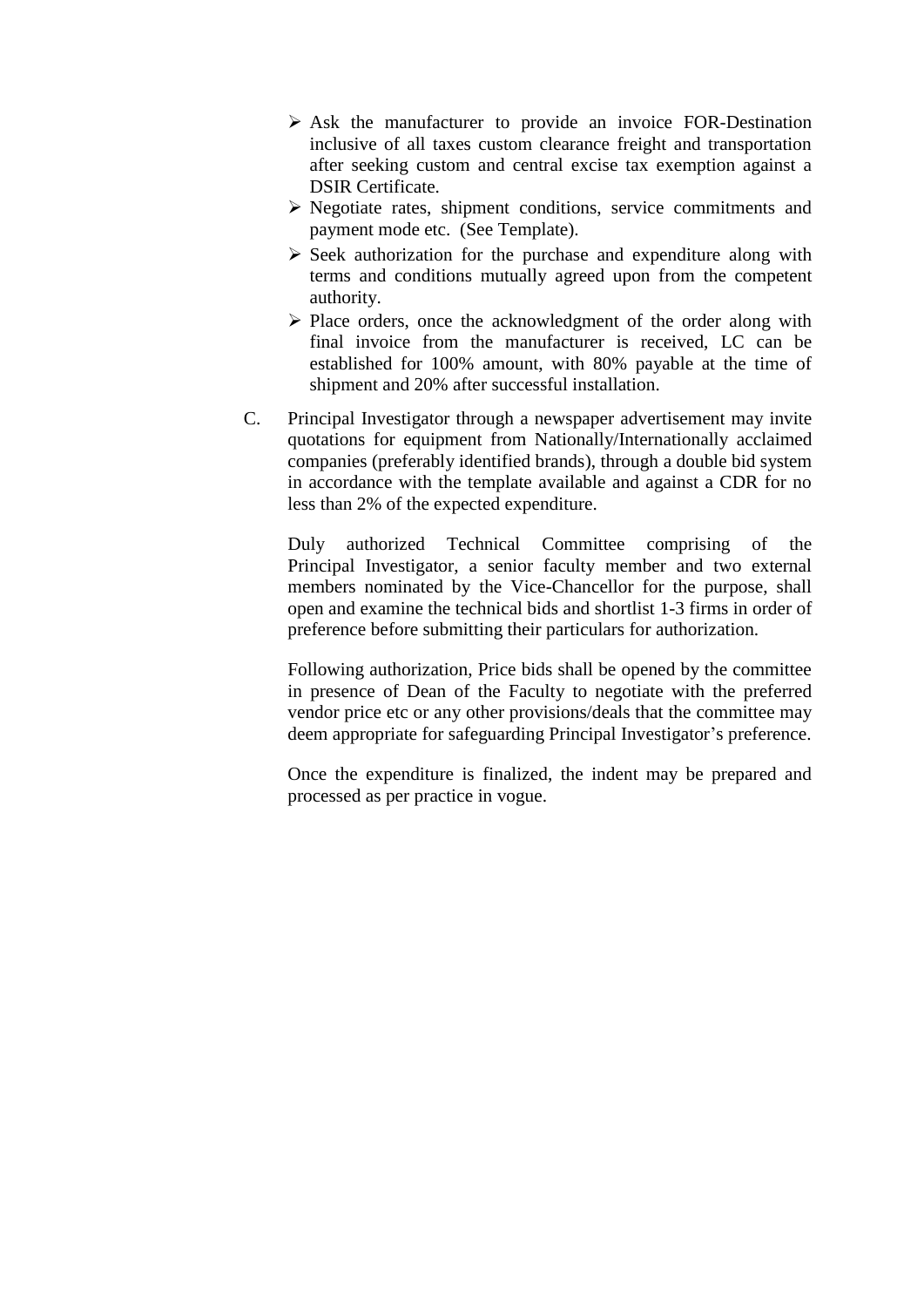- Ask the manufacturer to provide an invoice FOR-Destination inclusive of all taxes custom clearance freight and transportation after seeking custom and central excise tax exemption against a DSIR Certificate.
- Negotiate rates, shipment conditions, service commitments and payment mode etc. (See Template).
- Seek authorization for the purchase and expenditure along with terms and conditions mutually agreed upon from the competent authority.
- Place orders, once the acknowledgment of the order along with final invoice from the manufacturer is received, LC can be established for 100% amount, with 80% payable at the time of shipment and 20% after successful installation.

C. Principal Investigator through a newspaper advertisement may invite quotations for equipment from Nationally/Internationally acclaimed companies (preferably identified brands), through a double bid system in accordance with the template available and against a CDR for no less than 2% of the expected expenditure.

Duly authorized Technical Committee comprising of the Principal Investigator, a senior faculty member and two external members nominated by the Vice-Chancellor for the purpose, shall open and examine the technical bids and shortlist 1-3 firms in order of preference before submitting their particulars for authorization.

Following authorization, Price bids shall be opened by the committee in presence of Dean of the Faculty to negotiate with the preferred vendor price etc or any other provisions/deals that the committee may deem appropriate for safeguarding Principal Investigator's preference.

Once the expenditure is finalized, the indent may be prepared and processed as per practice in vogue.